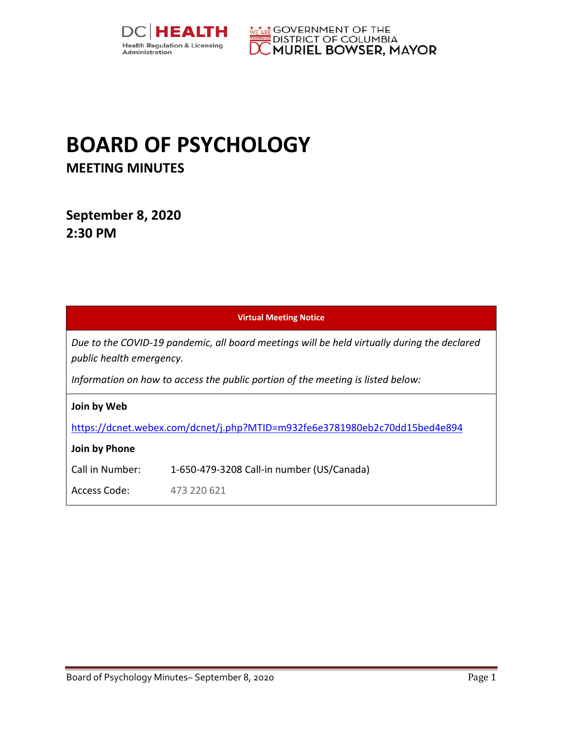DC HEALTH
Health Regulation & Licensing Administration

GOVERNMENT OF THE DISTRICT OF COLUMBIA
MURIEL BOWSER, MAYOR

# BOARD OF PSYCHOLOGY

## MEETING MINUTES

## September 8, 2020
## 2:30 PM

| Virtual Meeting Notice | |
|---|---|
| *Due to the COVID-19 pandemic, all board meetings will be held virtually during the declared public health emergency.* | |
| *Information on how to access the public portion of the meeting is listed below:* | |
| **Join by Web** | |
| https://dcnet.webex.com/dcnet/j.php?MTID=m932fe6e3781980eb2c70dd15bed4e894 | |
| **Join by Phone** | |
| Call in Number: | 1-650-479-3208 Call-in number (US/Canada) |
| Access Code: | 473 220 621 |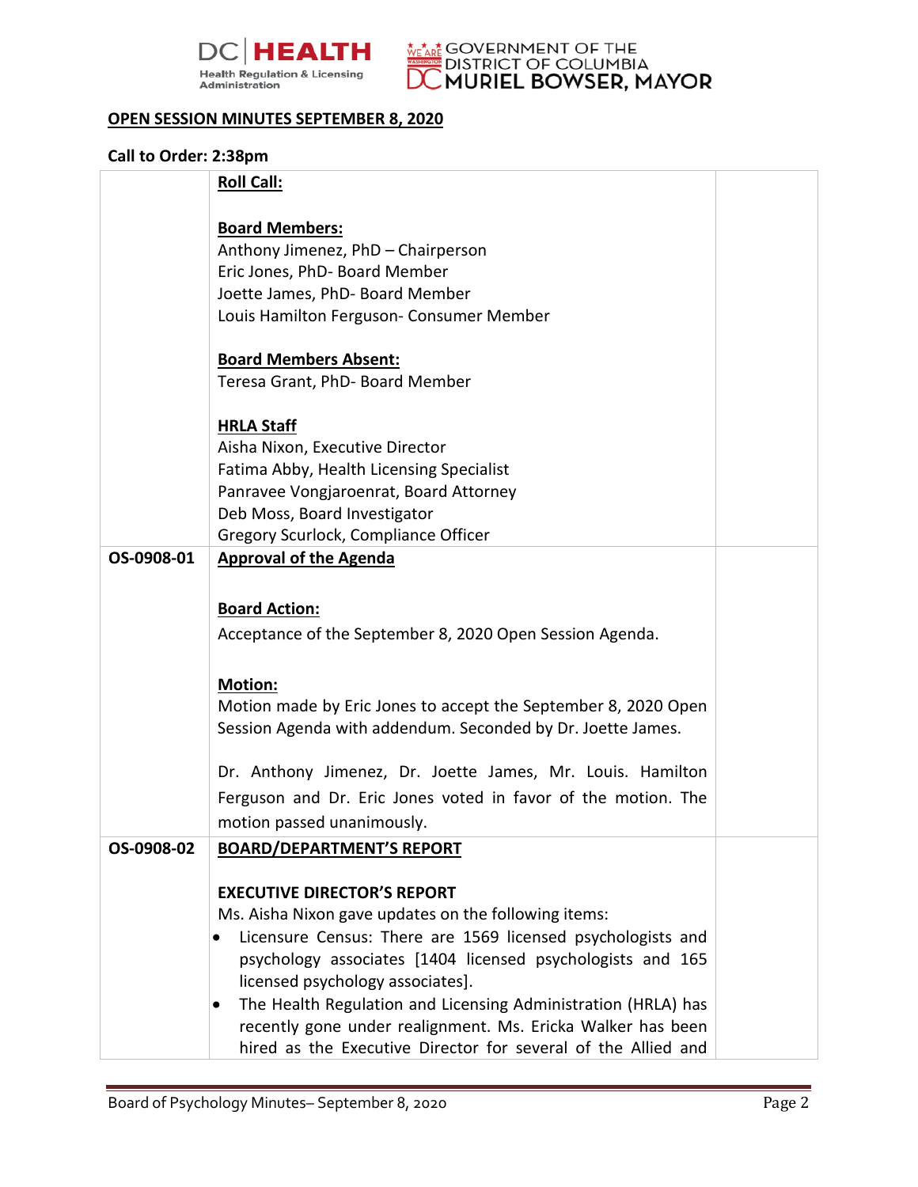## OPEN SESSION MINUTES SEPTEMBER 8, 2020

**Call to Order: 2:38pm**

| | | |
|---|---|---|
| | **Roll Call:**<br><br>**Board Members:**<br>Anthony Jimenez, PhD – Chairperson<br>Eric Jones, PhD- Board Member<br>Joette James, PhD- Board Member<br>Louis Hamilton Ferguson- Consumer Member<br><br>**Board Members Absent:**<br>Teresa Grant, PhD- Board Member<br><br>**HRLA Staff**<br>Aisha Nixon, Executive Director<br>Fatima Abby, Health Licensing Specialist<br>Panravee Vongjaroenrat, Board Attorney<br>Deb Moss, Board Investigator<br>Gregory Scurlock, Compliance Officer | |
| **OS-0908-01** | **Approval of the Agenda**<br><br>**Board Action:**<br>Acceptance of the September 8, 2020 Open Session Agenda.<br><br>**Motion:**<br>Motion made by Eric Jones to accept the September 8, 2020 Open Session Agenda with addendum. Seconded by Dr. Joette James.<br><br>Dr. Anthony Jimenez, Dr. Joette James, Mr. Louis. Hamilton Ferguson and Dr. Eric Jones voted in favor of the motion. The motion passed unanimously. | |
| **OS-0908-02** | **BOARD/DEPARTMENT'S REPORT**<br><br>**EXECUTIVE DIRECTOR'S REPORT**<br>Ms. Aisha Nixon gave updates on the following items:<br>• Licensure Census: There are 1569 licensed psychologists and psychology associates [1404 licensed psychologists and 165 licensed psychology associates].<br>• The Health Regulation and Licensing Administration (HRLA) has recently gone under realignment. Ms. Ericka Walker has been hired as the Executive Director for several of the Allied and | |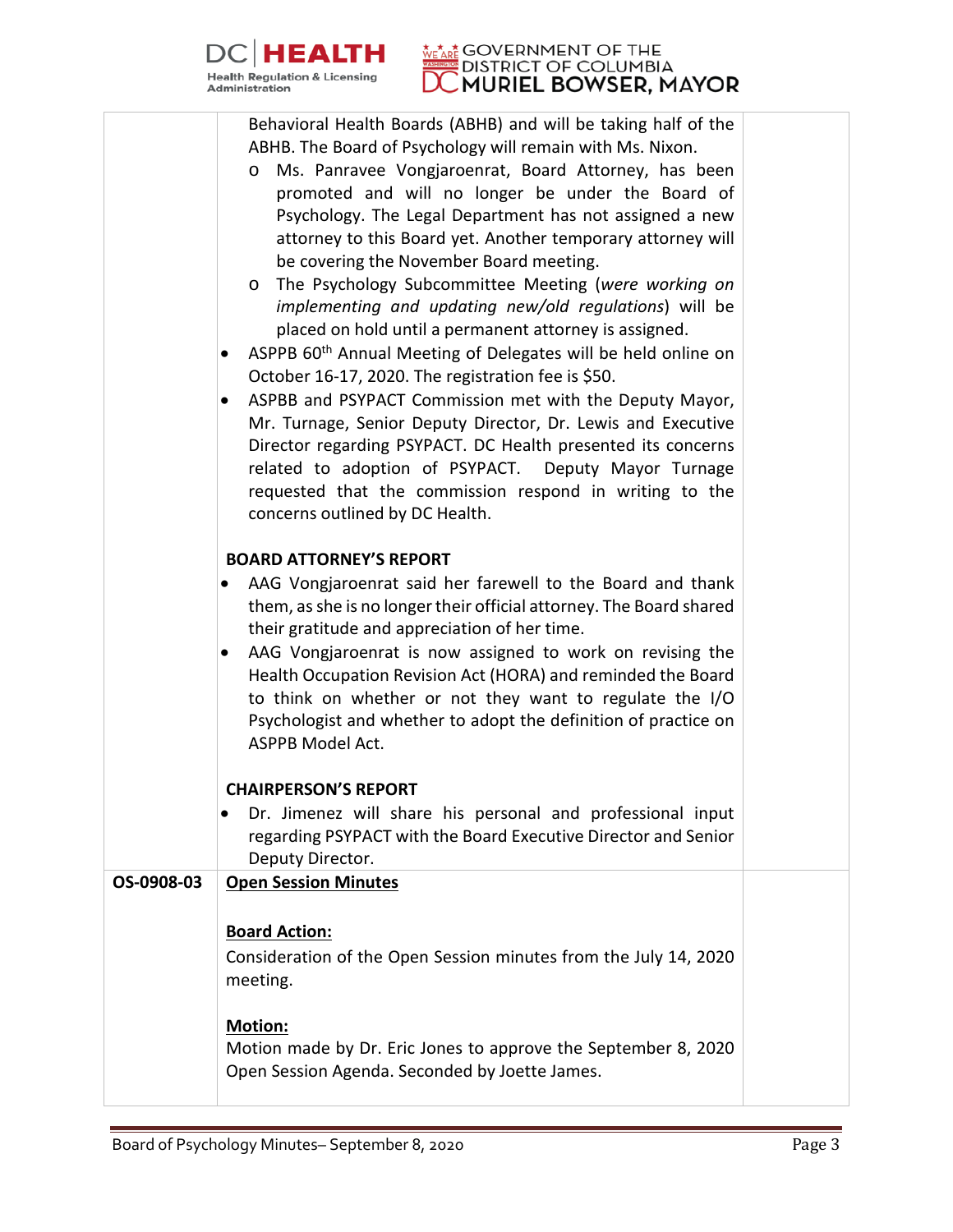| | Behavioral Health Boards (ABHB) and will be taking half of the ABHB. The Board of Psychology will remain with Ms. Nixon.<br>o Ms. Panravee Vongjaroenrat, Board Attorney, has been promoted and will no longer be under the Board of Psychology. The Legal Department has not assigned a new attorney to this Board yet. Another temporary attorney will be covering the November Board meeting.<br>o The Psychology Subcommittee Meeting (*were working on implementing and updating new/old regulations*) will be placed on hold until a permanent attorney is assigned.<br>• ASPPB 60th Annual Meeting of Delegates will be held online on October 16-17, 2020. The registration fee is $50.<br>• ASPBB and PSYPACT Commission met with the Deputy Mayor, Mr. Turnage, Senior Deputy Director, Dr. Lewis and Executive Director regarding PSYPACT. DC Health presented its concerns related to adoption of PSYPACT. Deputy Mayor Turnage requested that the commission respond in writing to the concerns outlined by DC Health.<br><br>**BOARD ATTORNEY'S REPORT**<br>• AAG Vongjaroenrat said her farewell to the Board and thank them, as she is no longer their official attorney. The Board shared their gratitude and appreciation of her time.<br>• AAG Vongjaroenrat is now assigned to work on revising the Health Occupation Revision Act (HORA) and reminded the Board to think on whether or not they want to regulate the I/O Psychologist and whether to adopt the definition of practice on ASPPB Model Act.<br><br>**CHAIRPERSON'S REPORT**<br>• Dr. Jimenez will share his personal and professional input regarding PSYPACT with the Board Executive Director and Senior Deputy Director. | |
|---|---|---|
| **OS-0908-03** | **Open Session Minutes**<br><br>**Board Action:**<br>Consideration of the Open Session minutes from the July 14, 2020 meeting.<br><br>**Motion:**<br>Motion made by Dr. Eric Jones to approve the September 8, 2020 Open Session Agenda. Seconded by Joette James. | |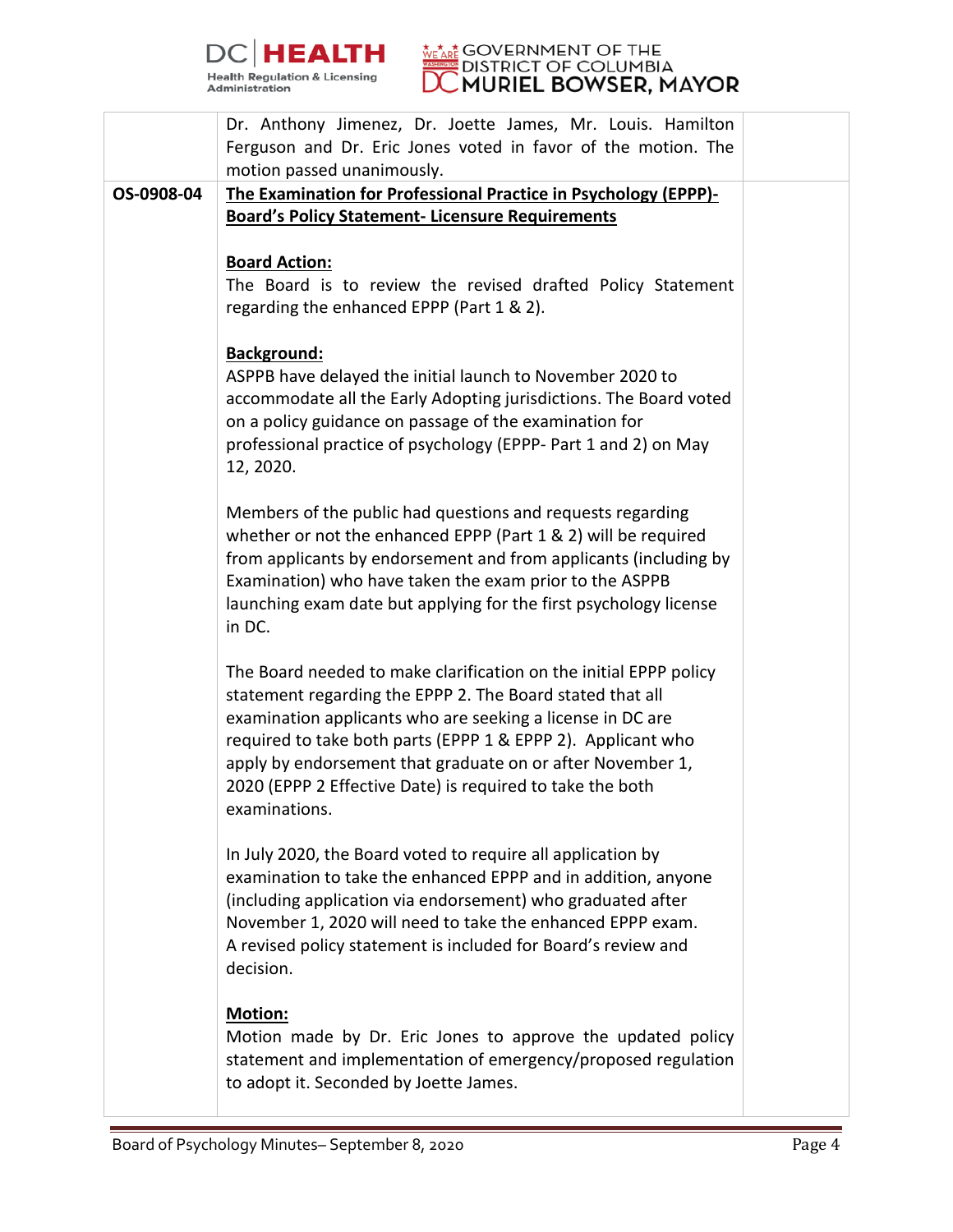| | | |
|---|---|---|
| | Dr. Anthony Jimenez, Dr. Joette James, Mr. Louis. Hamilton Ferguson and Dr. Eric Jones voted in favor of the motion. The motion passed unanimously. | |
| **OS-0908-04** | **<u>The Examination for Professional Practice in Psychology (EPPP)- Board's Policy Statement- Licensure Requirements</u>**<br><br>**<u>Board Action:</u>**<br>The Board is to review the revised drafted Policy Statement regarding the enhanced EPPP (Part 1 & 2).<br><br>**<u>Background:</u>**<br>ASPPB have delayed the initial launch to November 2020 to accommodate all the Early Adopting jurisdictions. The Board voted on a policy guidance on passage of the examination for professional practice of psychology (EPPP- Part 1 and 2) on May 12, 2020.<br><br>Members of the public had questions and requests regarding whether or not the enhanced EPPP (Part 1 & 2) will be required from applicants by endorsement and from applicants (including by Examination) who have taken the exam prior to the ASPPB launching exam date but applying for the first psychology license in DC.<br><br>The Board needed to make clarification on the initial EPPP policy statement regarding the EPPP 2. The Board stated that all examination applicants who are seeking a license in DC are required to take both parts (EPPP 1 & EPPP 2). Applicant who apply by endorsement that graduate on or after November 1, 2020 (EPPP 2 Effective Date) is required to take the both examinations.<br><br>In July 2020, the Board voted to require all application by examination to take the enhanced EPPP and in addition, anyone (including application via endorsement) who graduated after November 1, 2020 will need to take the enhanced EPPP exam. A revised policy statement is included for Board's review and decision.<br><br>**<u>Motion:</u>**<br>Motion made by Dr. Eric Jones to approve the updated policy statement and implementation of emergency/proposed regulation to adopt it. Seconded by Joette James. | |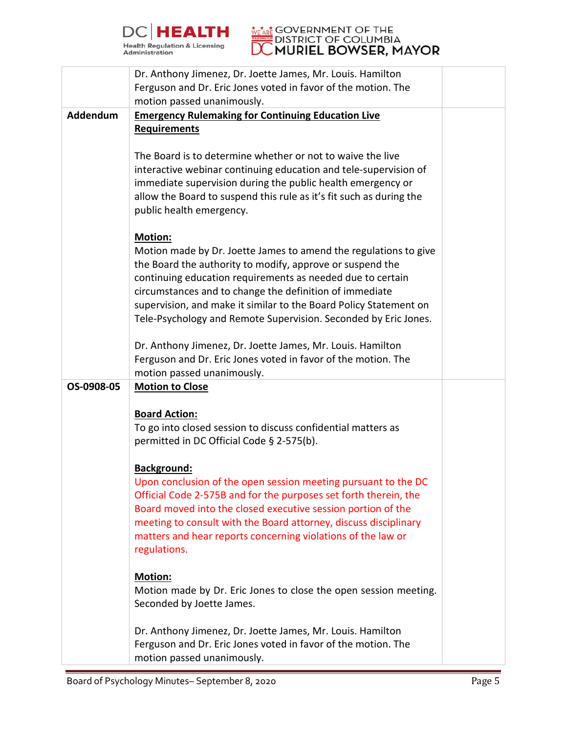| | | |
|---|---|---|
| | Dr. Anthony Jimenez, Dr. Joette James, Mr. Louis. Hamilton Ferguson and Dr. Eric Jones voted in favor of the motion. The motion passed unanimously. | |
| **Addendum** | **<u>Emergency Rulemaking for Continuing Education Live Requirements</u>**<br><br>The Board is to determine whether or not to waive the live interactive webinar continuing education and tele-supervision of immediate supervision during the public health emergency or allow the Board to suspend this rule as it's fit such as during the public health emergency.<br><br>**<u>Motion:</u>**<br>Motion made by Dr. Joette James to amend the regulations to give the Board the authority to modify, approve or suspend the continuing education requirements as needed due to certain circumstances and to change the definition of immediate supervision, and make it similar to the Board Policy Statement on Tele-Psychology and Remote Supervision. Seconded by Eric Jones.<br><br>Dr. Anthony Jimenez, Dr. Joette James, Mr. Louis. Hamilton Ferguson and Dr. Eric Jones voted in favor of the motion. The motion passed unanimously. | |
| **OS-0908-05** | **<u>Motion to Close</u>**<br><br>**<u>Board Action:</u>**<br>To go into closed session to discuss confidential matters as permitted in DC Official Code § 2-575(b).<br><br>**<u>Background:</u>**<br>Upon conclusion of the open session meeting pursuant to the DC Official Code 2-575B and for the purposes set forth therein, the Board moved into the closed executive session portion of the meeting to consult with the Board attorney, discuss disciplinary matters and hear reports concerning violations of the law or regulations.<br><br>**<u>Motion:</u>**<br>Motion made by Dr. Eric Jones to close the open session meeting. Seconded by Joette James.<br><br>Dr. Anthony Jimenez, Dr. Joette James, Mr. Louis. Hamilton Ferguson and Dr. Eric Jones voted in favor of the motion. The motion passed unanimously. | |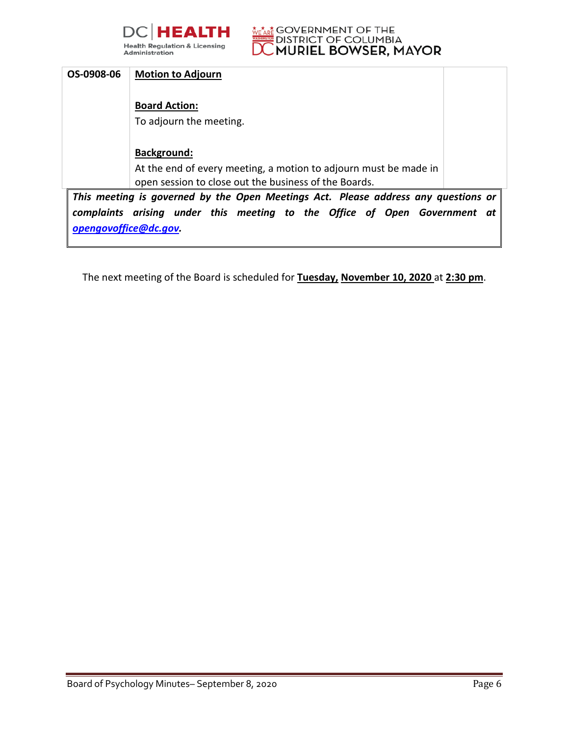| | | |
|---|---|---|
| **OS-0908-06** | **Motion to Adjourn**<br><br>**Board Action:**<br>To adjourn the meeting.<br><br>**Background:**<br>At the end of every meeting, a motion to adjourn must be made in open session to close out the business of the Boards. | |

***This meeting is governed by the Open Meetings Act. Please address any questions or complaints arising under this meeting to the Office of Open Government at opengovoffice@dc.gov.***

The next meeting of the Board is scheduled for **Tuesday, November 10, 2020** at **2:30 pm**.